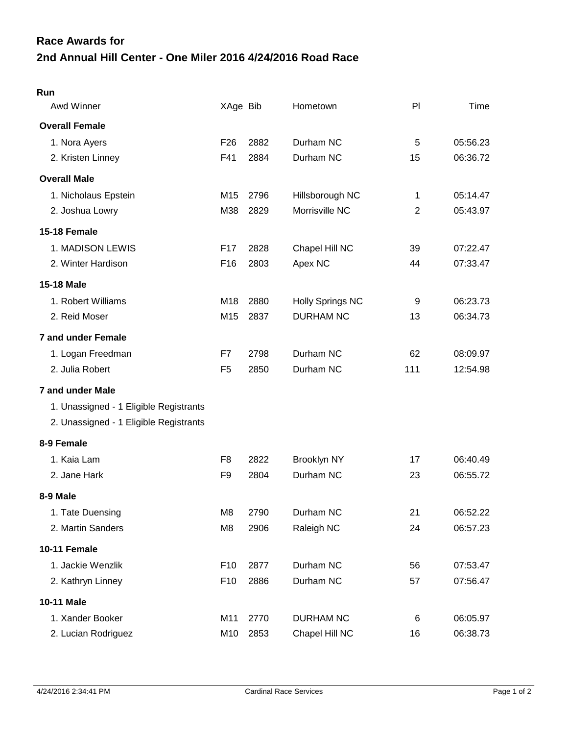# Race Awards for
# 2nd Annual Hill Center - One Miler 2016 4/24/2016 Road Race

**Run**

| Awd Winner | XAge | Bib | Hometown | Pl | Time |
|---|---|---|---|---|---|
| **Overall Female** | | | | | |
| 1. Nora Ayers | F26 | 2882 | Durham NC | 5 | 05:56.23 |
| 2. Kristen Linney | F41 | 2884 | Durham NC | 15 | 06:36.72 |
| **Overall Male** | | | | | |
| 1. Nicholaus Epstein | M15 | 2796 | Hillsborough NC | 1 | 05:14.47 |
| 2. Joshua Lowry | M38 | 2829 | Morrisville NC | 2 | 05:43.97 |
| **15-18 Female** | | | | | |
| 1. MADISON LEWIS | F17 | 2828 | Chapel Hill NC | 39 | 07:22.47 |
| 2. Winter Hardison | F16 | 2803 | Apex NC | 44 | 07:33.47 |
| **15-18 Male** | | | | | |
| 1. Robert Williams | M18 | 2880 | Holly Springs NC | 9 | 06:23.73 |
| 2. Reid Moser | M15 | 2837 | DURHAM NC | 13 | 06:34.73 |
| **7 and under Female** | | | | | |
| 1. Logan Freedman | F7 | 2798 | Durham NC | 62 | 08:09.97 |
| 2. Julia Robert | F5 | 2850 | Durham NC | 111 | 12:54.98 |
| **7 and under Male** | | | | | |
| 1. Unassigned - 1 Eligible Registrants | | | | | |
| 2. Unassigned - 1 Eligible Registrants | | | | | |
| **8-9 Female** | | | | | |
| 1. Kaia Lam | F8 | 2822 | Brooklyn NY | 17 | 06:40.49 |
| 2. Jane Hark | F9 | 2804 | Durham NC | 23 | 06:55.72 |
| **8-9 Male** | | | | | |
| 1. Tate Duensing | M8 | 2790 | Durham NC | 21 | 06:52.22 |
| 2. Martin Sanders | M8 | 2906 | Raleigh NC | 24 | 06:57.23 |
| **10-11 Female** | | | | | |
| 1. Jackie Wenzlik | F10 | 2877 | Durham NC | 56 | 07:53.47 |
| 2. Kathryn Linney | F10 | 2886 | Durham NC | 57 | 07:56.47 |
| **10-11 Male** | | | | | |
| 1. Xander Booker | M11 | 2770 | DURHAM NC | 6 | 06:05.97 |
| 2. Lucian Rodriguez | M10 | 2853 | Chapel Hill NC | 16 | 06:38.73 |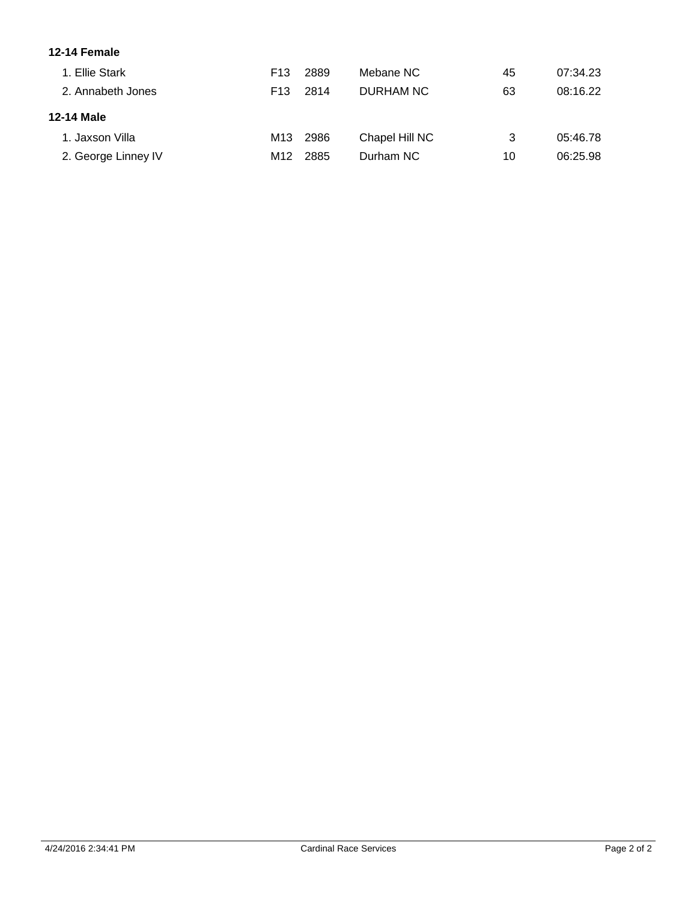**12-14 Female**

| | | | | | |
|---|---|---|---|---|---|
| 1. Ellie Stark | F13 | 2889 | Mebane NC | 45 | 07:34.23 |
| 2. Annabeth Jones | F13 | 2814 | DURHAM NC | 63 | 08:16.22 |

**12-14 Male**

| | | | | | |
|---|---|---|---|---|---|
| 1. Jaxson Villa | M13 | 2986 | Chapel Hill NC | 3 | 05:46.78 |
| 2. George Linney IV | M12 | 2885 | Durham NC | 10 | 06:25.98 |